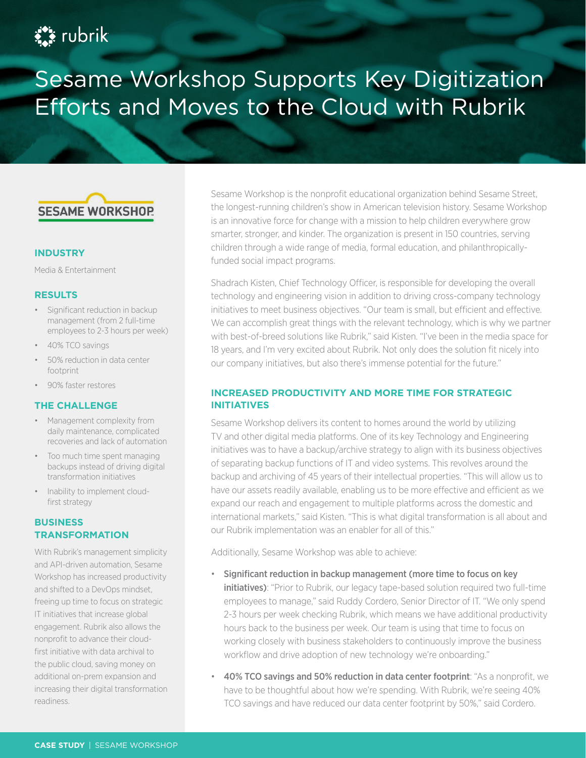# Sesame Workshop Supports Key Digitization Efforts and Moves to the Cloud with Rubrik

SESAME WORKSHOP

### INDUSTRY

Media & Entertainment

### RESULTS

- Significant reduction in backup management (from 2 full-time employees to 2-3 hours per week)
- 40% TCO savings
- 50% reduction in data center footprint
- 90% faster restores

### THE CHALLENGE

- Management complexity from daily maintenance, complicated recoveries and lack of automation
- Too much time spent managing backups instead of driving digital transformation initiatives
- Inability to implement cloud-first strategy

### BUSINESS TRANSFORMATION

With Rubrik's management simplicity and API-driven automation, Sesame Workshop has increased productivity and shifted to a DevOps mindset, freeing up time to focus on strategic IT initiatives that increase global engagement. Rubrik also allows the nonprofit to advance their cloud-first initiative with data archival to the public cloud, saving money on additional on-prem expansion and increasing their digital transformation readiness.

Sesame Workshop is the nonprofit educational organization behind Sesame Street, the longest-running children's show in American television history. Sesame Workshop is an innovative force for change with a mission to help children everywhere grow smarter, stronger, and kinder. The organization is present in 150 countries, serving children through a wide range of media, formal education, and philanthropically-funded social impact programs.

Shadrach Kisten, Chief Technology Officer, is responsible for developing the overall technology and engineering vision in addition to driving cross-company technology initiatives to meet business objectives. "Our team is small, but efficient and effective. We can accomplish great things with the relevant technology, which is why we partner with best-of-breed solutions like Rubrik," said Kisten. "I've been in the media space for 18 years, and I'm very excited about Rubrik. Not only does the solution fit nicely into our company initiatives, but also there's immense potential for the future."

## INCREASED PRODUCTIVITY AND MORE TIME FOR STRATEGIC INITIATIVES

Sesame Workshop delivers its content to homes around the world by utilizing TV and other digital media platforms. One of its key Technology and Engineering initiatives was to have a backup/archive strategy to align with its business objectives of separating backup functions of IT and video systems. This revolves around the backup and archiving of 45 years of their intellectual properties. "This will allow us to have our assets readily available, enabling us to be more effective and efficient as we expand our reach and engagement to multiple platforms across the domestic and international markets," said Kisten. "This is what digital transformation is all about and our Rubrik implementation was an enabler for all of this."

Additionally, Sesame Workshop was able to achieve:

- **Significant reduction in backup management (more time to focus on key initiatives)**: "Prior to Rubrik, our legacy tape-based solution required two full-time employees to manage," said Ruddy Cordero, Senior Director of IT. "We only spend 2-3 hours per week checking Rubrik, which means we have additional productivity hours back to the business per week. Our team is using that time to focus on working closely with business stakeholders to continuously improve the business workflow and drive adoption of new technology we're onboarding."
- **40% TCO savings and 50% reduction in data center footprint**: "As a nonprofit, we have to be thoughtful about how we're spending. With Rubrik, we're seeing 40% TCO savings and have reduced our data center footprint by 50%," said Cordero.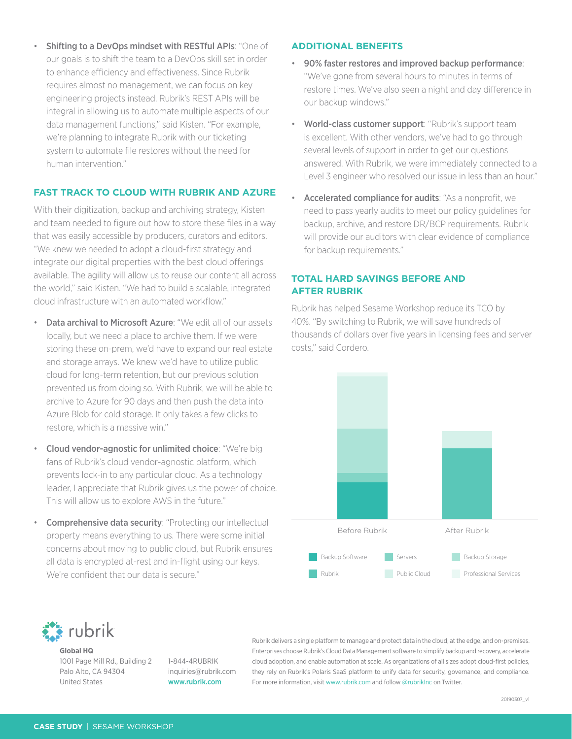- **Shifting to a DevOps mindset with RESTful APIs**: "One of our goals is to shift the team to a DevOps skill set in order to enhance efficiency and effectiveness. Since Rubrik requires almost no management, we can focus on key engineering projects instead. Rubrik's REST APIs will be integral in allowing us to automate multiple aspects of our data management functions," said Kisten. "For example, we're planning to integrate Rubrik with our ticketing system to automate file restores without the need for human intervention."

## FAST TRACK TO CLOUD WITH RUBRIK AND AZURE

With their digitization, backup and archiving strategy, Kisten and team needed to figure out how to store these files in a way that was easily accessible by producers, curators and editors. "We knew we needed to adopt a cloud-first strategy and integrate our digital properties with the best cloud offerings available. The agility will allow us to reuse our content all across the world," said Kisten. "We had to build a scalable, integrated cloud infrastructure with an automated workflow."

- **Data archival to Microsoft Azure**: "We edit all of our assets locally, but we need a place to archive them. If we were storing these on-prem, we'd have to expand our real estate and storage arrays. We knew we'd have to utilize public cloud for long-term retention, but our previous solution prevented us from doing so. With Rubrik, we will be able to archive to Azure for 90 days and then push the data into Azure Blob for cold storage. It only takes a few clicks to restore, which is a massive win."
- **Cloud vendor-agnostic for unlimited choice**: "We're big fans of Rubrik's cloud vendor-agnostic platform, which prevents lock-in to any particular cloud. As a technology leader, I appreciate that Rubrik gives us the power of choice. This will allow us to explore AWS in the future."
- **Comprehensive data security**: "Protecting our intellectual property means everything to us. There were some initial concerns about moving to public cloud, but Rubrik ensures all data is encrypted at-rest and in-flight using our keys. We're confident that our data is secure."

## ADDITIONAL BENEFITS

- **90% faster restores and improved backup performance**: "We've gone from several hours to minutes in terms of restore times. We've also seen a night and day difference in our backup windows."
- **World-class customer support**: "Rubrik's support team is excellent. With other vendors, we've had to go through several levels of support in order to get our questions answered. With Rubrik, we were immediately connected to a Level 3 engineer who resolved our issue in less than an hour."
- **Accelerated compliance for audits**: "As a nonprofit, we need to pass yearly audits to meet our policy guidelines for backup, archive, and restore DR/BCP requirements. Rubrik will provide our auditors with clear evidence of compliance for backup requirements."

## TOTAL HARD SAVINGS BEFORE AND AFTER RUBRIK

Rubrik has helped Sesame Workshop reduce its TCO by 40%. "By switching to Rubrik, we will save hundreds of thousands of dollars over five years in licensing fees and server costs," said Cordero.

Before Rubrik
After Rubrik

Backup Software
Servers
Backup Storage
Rubrik
Public Cloud
Professional Services

rubrik

**Global HQ**
1001 Page Mill Rd., Building 2
Palo Alto, CA 94304
United States

1-844-4RUBRIK
inquiries@rubrik.com
**www.rubrik.com**

Rubrik delivers a single platform to manage and protect data in the cloud, at the edge, and on-premises. Enterprises choose Rubrik's Cloud Data Management software to simplify backup and recovery, accelerate cloud adoption, and enable automation at scale. As organizations of all sizes adopt cloud-first policies, they rely on Rubrik's Polaris SaaS platform to unify data for security, governance, and compliance. For more information, visit www.rubrik.com and follow @rubrikInc on Twitter.

20190307_v1